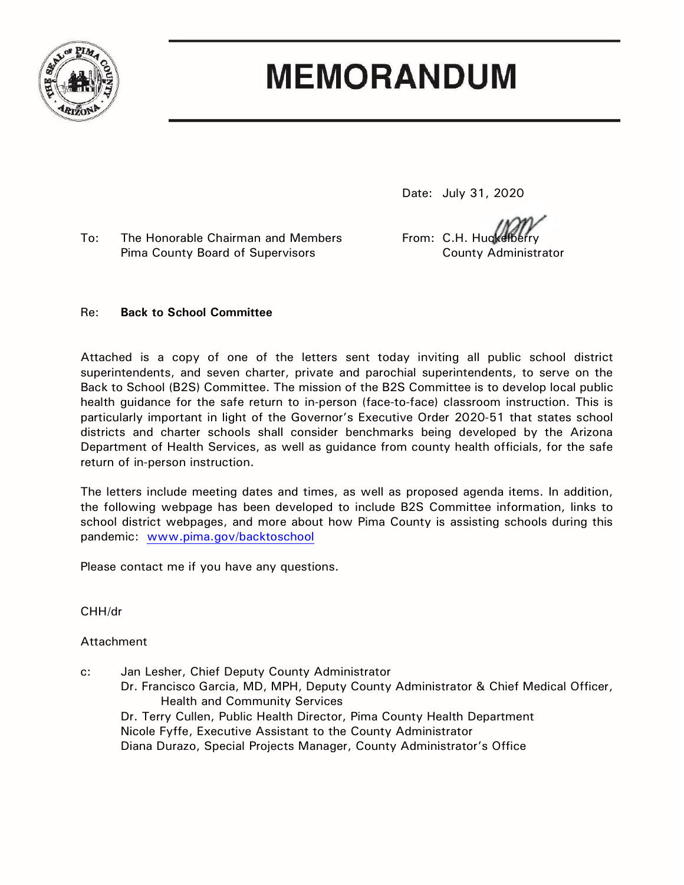# MEMORANDUM

Date: July 31, 2020

To: The Honorable Chairman and Members
Pima County Board of Supervisors

From: C.H. Huckelberry
County Administrator

Re: **Back to School Committee**

Attached is a copy of one of the letters sent today inviting all public school district superintendents, and seven charter, private and parochial superintendents, to serve on the Back to School (B2S) Committee. The mission of the B2S Committee is to develop local public health guidance for the safe return to in-person (face-to-face) classroom instruction. This is particularly important in light of the Governor's Executive Order 2020-51 that states school districts and charter schools shall consider benchmarks being developed by the Arizona Department of Health Services, as well as guidance from county health officials, for the safe return of in-person instruction.

The letters include meeting dates and times, as well as proposed agenda items. In addition, the following webpage has been developed to include B2S Committee information, links to school district webpages, and more about how Pima County is assisting schools during this pandemic: www.pima.gov/backtoschool

Please contact me if you have any questions.

CHH/dr

Attachment

c: Jan Lesher, Chief Deputy County Administrator
Dr. Francisco Garcia, MD, MPH, Deputy County Administrator & Chief Medical Officer, Health and Community Services
Dr. Terry Cullen, Public Health Director, Pima County Health Department
Nicole Fyffe, Executive Assistant to the County Administrator
Diana Durazo, Special Projects Manager, County Administrator's Office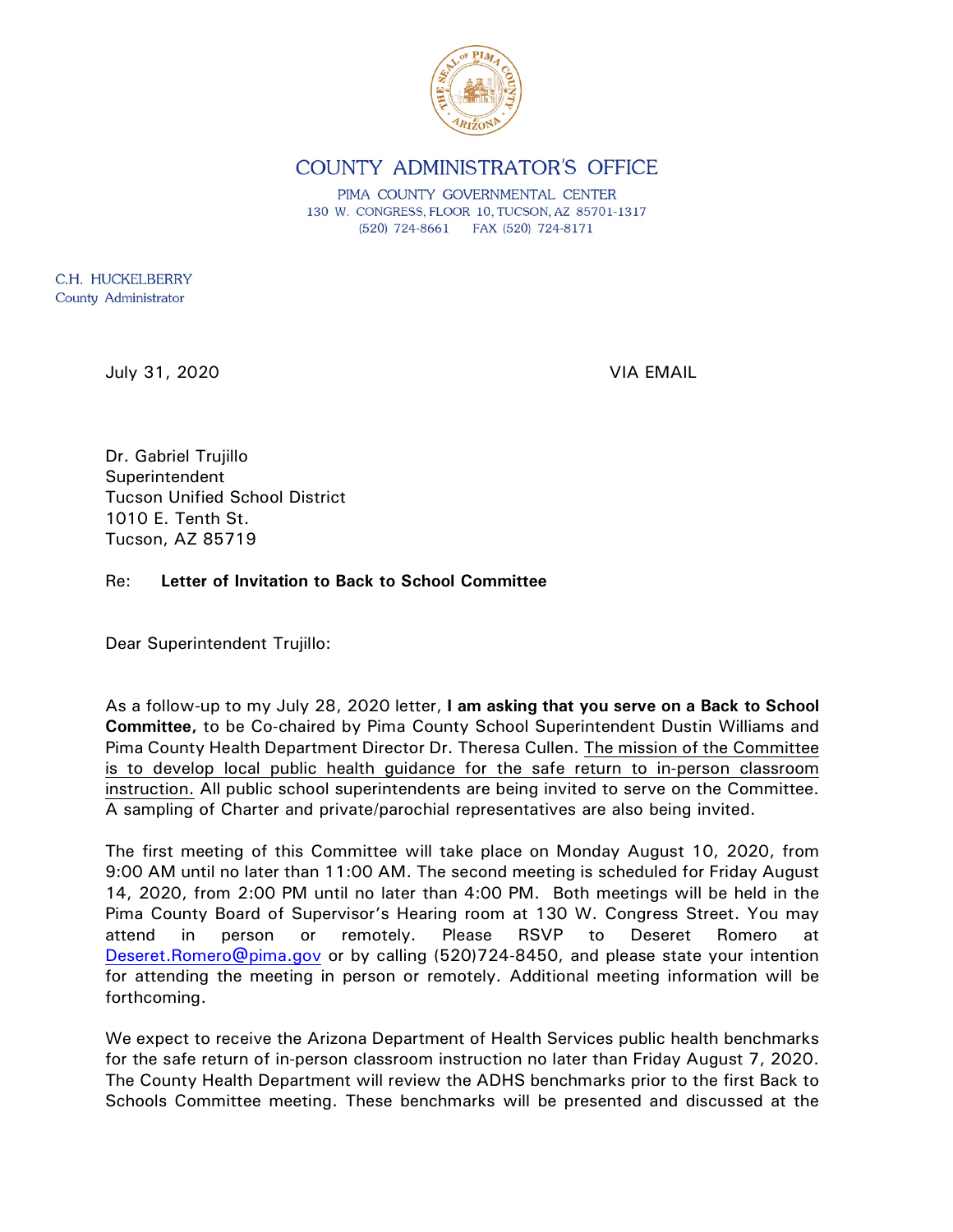# COUNTY ADMINISTRATOR'S OFFICE

PIMA COUNTY GOVERNMENTAL CENTER
130 W. CONGRESS, FLOOR 10, TUCSON, AZ 85701-1317
(520) 724-8661 FAX (520) 724-8171

C.H. HUCKELBERRY
County Administrator

July 31, 2020 VIA EMAIL

Dr. Gabriel Trujillo
Superintendent
Tucson Unified School District
1010 E. Tenth St.
Tucson, AZ 85719

Re: **Letter of Invitation to Back to School Committee**

Dear Superintendent Trujillo:

As a follow-up to my July 28, 2020 letter, **I am asking that you serve on a Back to School Committee,** to be Co-chaired by Pima County School Superintendent Dustin Williams and Pima County Health Department Director Dr. Theresa Cullen. The mission of the Committee is to develop local public health guidance for the safe return to in-person classroom instruction. All public school superintendents are being invited to serve on the Committee. A sampling of Charter and private/parochial representatives are also being invited.

The first meeting of this Committee will take place on Monday August 10, 2020, from 9:00 AM until no later than 11:00 AM. The second meeting is scheduled for Friday August 14, 2020, from 2:00 PM until no later than 4:00 PM. Both meetings will be held in the Pima County Board of Supervisor's Hearing room at 130 W. Congress Street. You may attend in person or remotely. Please RSVP to Deseret Romero at Deseret.Romero@pima.gov or by calling (520)724-8450, and please state your intention for attending the meeting in person or remotely. Additional meeting information will be forthcoming.

We expect to receive the Arizona Department of Health Services public health benchmarks for the safe return of in-person classroom instruction no later than Friday August 7, 2020. The County Health Department will review the ADHS benchmarks prior to the first Back to Schools Committee meeting. These benchmarks will be presented and discussed at the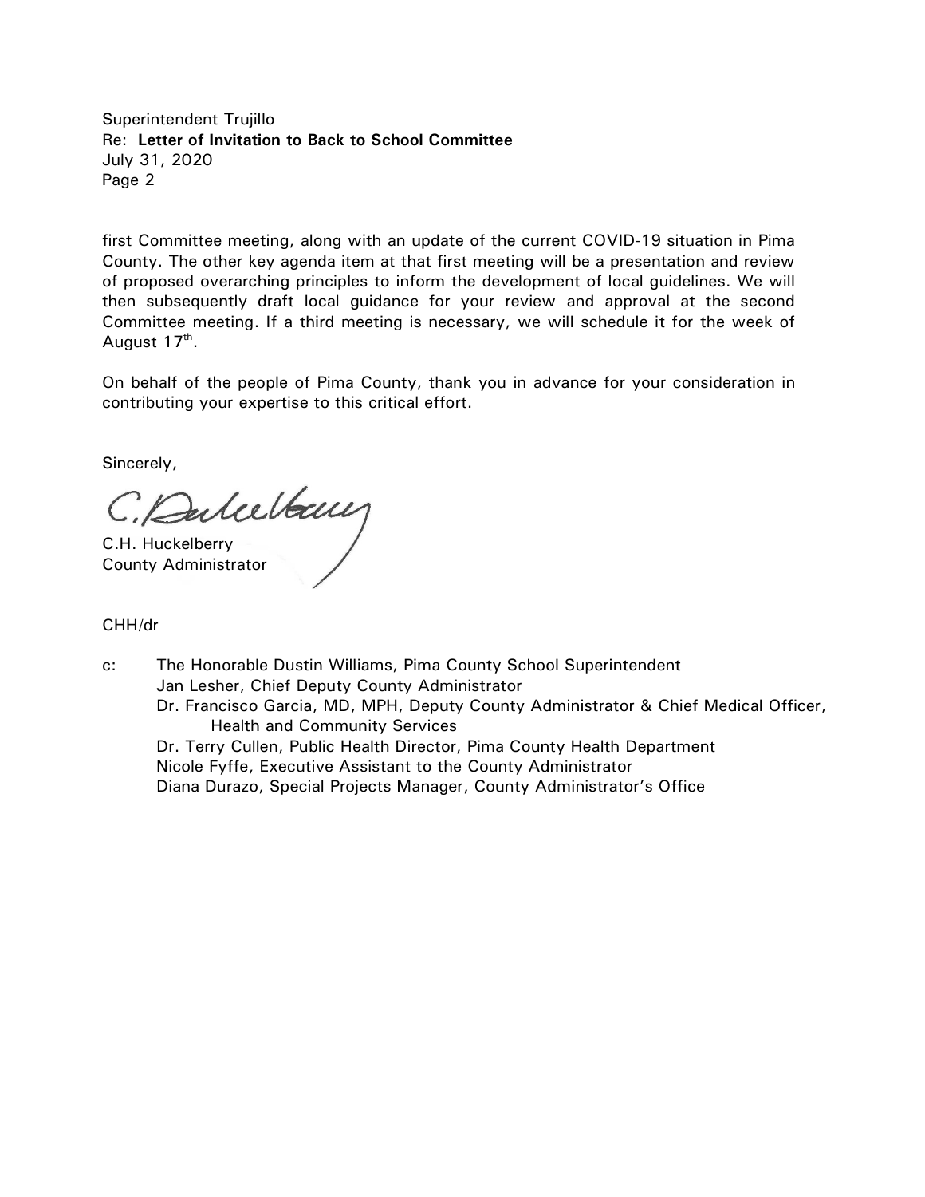Superintendent Trujillo
Re: **Letter of Invitation to Back to School Committee**
July 31, 2020

first Committee meeting, along with an update of the current COVID-19 situation in Pima County. The other key agenda item at that first meeting will be a presentation and review of proposed overarching principles to inform the development of local guidelines. We will then subsequently draft local guidance for your review and approval at the second Committee meeting. If a third meeting is necessary, we will schedule it for the week of August 17th.

On behalf of the people of Pima County, thank you in advance for your consideration in contributing your expertise to this critical effort.

Sincerely,

C.H. Huckelberry
County Administrator

CHH/dr

c: The Honorable Dustin Williams, Pima County School Superintendent
Jan Lesher, Chief Deputy County Administrator
Dr. Francisco Garcia, MD, MPH, Deputy County Administrator & Chief Medical Officer, Health and Community Services
Dr. Terry Cullen, Public Health Director, Pima County Health Department
Nicole Fyffe, Executive Assistant to the County Administrator
Diana Durazo, Special Projects Manager, County Administrator's Office